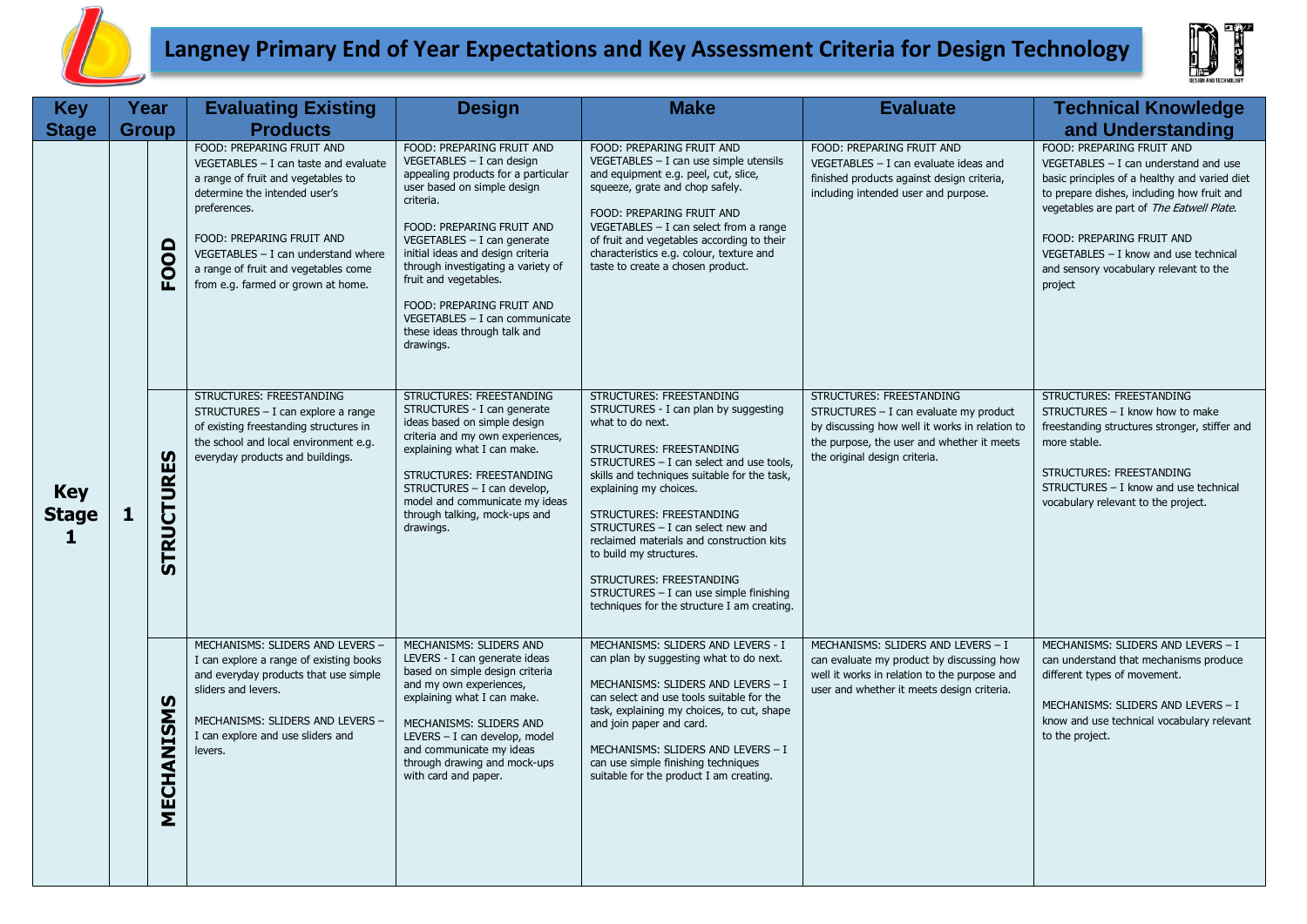# Langney Primary End of Year Expectations and Key Assessment Criteria for Design Technology

| Key Stage | Year Group | | Evaluating Existing Products | Design | Make | Evaluate | Technical Knowledge and Understanding |
|---|---|---|---|---|---|---|---|
| Key Stage 1 | 1 | FOOD | FOOD: PREPARING FRUIT AND VEGETABLES – I can taste and evaluate a range of fruit and vegetables to determine the intended user's preferences.<br><br>FOOD: PREPARING FRUIT AND VEGETABLES – I can understand where a range of fruit and vegetables come from e.g. farmed or grown at home. | FOOD: PREPARING FRUIT AND VEGETABLES – I can design appealing products for a particular user based on simple design criteria.<br><br>FOOD: PREPARING FRUIT AND VEGETABLES – I can generate initial ideas and design criteria through investigating a variety of fruit and vegetables.<br><br>FOOD: PREPARING FRUIT AND VEGETABLES – I can communicate these ideas through talk and drawings. | FOOD: PREPARING FRUIT AND VEGETABLES – I can use simple utensils and equipment e.g. peel, cut, slice, squeeze, grate and chop safely.<br><br>FOOD: PREPARING FRUIT AND VEGETABLES – I can select from a range of fruit and vegetables according to their characteristics e.g. colour, texture and taste to create a chosen product. | FOOD: PREPARING FRUIT AND VEGETABLES – I can evaluate ideas and finished products against design criteria, including intended user and purpose. | FOOD: PREPARING FRUIT AND VEGETABLES – I can understand and use basic principles of a healthy and varied diet to prepare dishes, including how fruit and vegetables are part of *The Eatwell Plate.*<br><br>FOOD: PREPARING FRUIT AND VEGETABLES – I know and use technical and sensory vocabulary relevant to the project |
| | | STRUCTURES | STRUCTURES: FREESTANDING STRUCTURES – I can explore a range of existing freestanding structures in the school and local environment e.g. everyday products and buildings. | STRUCTURES: FREESTANDING STRUCTURES - I can generate ideas based on simple design criteria and my own experiences, explaining what I can make.<br><br>STRUCTURES: FREESTANDING STRUCTURES – I can develop, model and communicate my ideas through talking, mock-ups and drawings. | STRUCTURES: FREESTANDING STRUCTURES - I can plan by suggesting what to do next.<br><br>STRUCTURES: FREESTANDING STRUCTURES – I can select and use tools, skills and techniques suitable for the task, explaining my choices.<br><br>STRUCTURES: FREESTANDING STRUCTURES – I can select new and reclaimed materials and construction kits to build my structures.<br><br>STRUCTURES: FREESTANDING STRUCTURES – I can use simple finishing techniques for the structure I am creating. | STRUCTURES: FREESTANDING STRUCTURES – I can evaluate my product by discussing how well it works in relation to the purpose, the user and whether it meets the original design criteria. | STRUCTURES: FREESTANDING STRUCTURES – I know how to make freestanding structures stronger, stiffer and more stable.<br><br>STRUCTURES: FREESTANDING STRUCTURES – I know and use technical vocabulary relevant to the project. |
| | | MECHANISMS | MECHANISMS: SLIDERS AND LEVERS – I can explore a range of existing books and everyday products that use simple sliders and levers.<br><br>MECHANISMS: SLIDERS AND LEVERS – I can explore and use sliders and levers. | MECHANISMS: SLIDERS AND LEVERS - I can generate ideas based on simple design criteria and my own experiences, explaining what I can make.<br><br>MECHANISMS: SLIDERS AND LEVERS – I can develop, model and communicate my ideas through drawing and mock-ups with card and paper. | MECHANISMS: SLIDERS AND LEVERS - I can plan by suggesting what to do next.<br><br>MECHANISMS: SLIDERS AND LEVERS – I can select and use tools suitable for the task, explaining my choices, to cut, shape and join paper and card.<br><br>MECHANISMS: SLIDERS AND LEVERS – I can use simple finishing techniques suitable for the product I am creating. | MECHANISMS: SLIDERS AND LEVERS – I can evaluate my product by discussing how well it works in relation to the purpose and user and whether it meets design criteria. | MECHANISMS: SLIDERS AND LEVERS – I can understand that mechanisms produce different types of movement.<br><br>MECHANISMS: SLIDERS AND LEVERS – I know and use technical vocabulary relevant to the project. |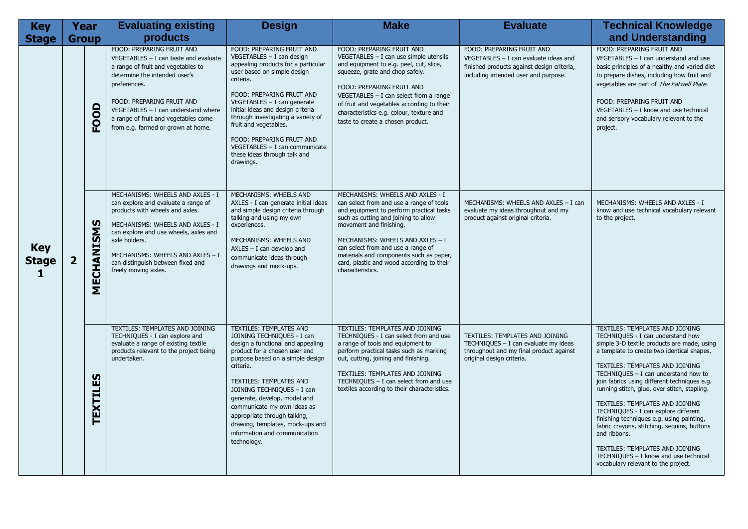| Key Stage | Year Group | | Evaluating existing products | Design | Make | Evaluate | Technical Knowledge and Understanding |
|---|---|---|---|---|---|---|---|
| Key Stage 1 | 2 | FOOD | FOOD: PREPARING FRUIT AND VEGETABLES – I can taste and evaluate a range of fruit and vegetables to determine the intended user's preferences.<br><br>FOOD: PREPARING FRUIT AND VEGETABLES – I can understand where a range of fruit and vegetables come from e.g. farmed or grown at home. | FOOD: PREPARING FRUIT AND VEGETABLES – I can design appealing products for a particular user based on simple design criteria.<br><br>FOOD: PREPARING FRUIT AND VEGETABLES – I can generate initial ideas and design criteria through investigating a variety of fruit and vegetables.<br><br>FOOD: PREPARING FRUIT AND VEGETABLES – I can communicate these ideas through talk and drawings. | FOOD: PREPARING FRUIT AND VEGETABLES – I can use simple utensils and equipment to e.g. peel, cut, slice, squeeze, grate and chop safely.<br><br>FOOD: PREPARING FRUIT AND VEGETABLES – I can select from a range of fruit and vegetables according to their characteristics e.g. colour, texture and taste to create a chosen product. | FOOD: PREPARING FRUIT AND VEGETABLES – I can evaluate ideas and finished products against design criteria, including intended user and purpose. | FOOD: PREPARING FRUIT AND VEGETABLES – I can understand and use basic principles of a healthy and varied diet to prepare dishes, including how fruit and vegetables are part of *The Eatwell Plate.*<br><br>FOOD: PREPARING FRUIT AND VEGETABLES – I know and use technical and sensory vocabulary relevant to the project. |
| | | MECHANISMS | MECHANISMS: WHEELS AND AXLES - I can explore and evaluate a range of products with wheels and axles.<br><br>MECHANISMS: WHEELS AND AXLES - I can explore and use wheels, axles and axle holders.<br><br>MECHANISMS: WHEELS AND AXLES – I can distinguish between fixed and freely moving axles. | MECHANISMS: WHEELS AND AXLES - I can generate initial ideas and simple design criteria through talking and using my own experiences.<br><br>MECHANISMS: WHEELS AND AXLES – I can develop and communicate ideas through drawings and mock-ups. | MECHANISMS: WHEELS AND AXLES - I can select from and use a range of tools and equipment to perform practical tasks such as cutting and joining to allow movement and finishing.<br><br>MECHANISMS: WHEELS AND AXLES – I can select from and use a range of materials and components such as paper, card, plastic and wood according to their characteristics. | MECHANISMS: WHEELS AND AXLES – I can evaluate my ideas throughout and my product against original criteria. | MECHANISMS: WHEELS AND AXLES - I know and use technical vocabulary relevant to the project. |
| | | TEXTILES | TEXTILES: TEMPLATES AND JOINING TECHNIQUES - I can explore and evaluate a range of existing textile products relevant to the project being undertaken. | TEXTILES: TEMPLATES AND JOINING TECHNIQUES - I can design a functional and appealing product for a chosen user and purpose based on a simple design criteria.<br><br>TEXTILES: TEMPLATES AND JOINING TECHNIQUES – I can generate, develop, model and communicate my own ideas as appropriate through talking, drawing, templates, mock-ups and information and communication technology. | TEXTILES: TEMPLATES AND JOINING TECHNIQUES - I can select from and use a range of tools and equipment to perform practical tasks such as marking out, cutting, joining and finishing.<br><br>TEXTILES: TEMPLATES AND JOINING TECHNIQUES – I can select from and use textiles according to their characteristics. | TEXTILES: TEMPLATES AND JOINING TECHNIQUES – I can evaluate my ideas throughout and my final product against original design criteria. | TEXTILES: TEMPLATES AND JOINING TECHNIQUES - I can understand how simple 3-D textile products are made, using a template to create two identical shapes.<br><br>TEXTILES: TEMPLATES AND JOINING TECHNIQUES – I can understand how to join fabrics using different techniques e.g. running stitch, glue, over stitch, stapling.<br><br>TEXTILES: TEMPLATES AND JOINING TECHNIQUES - I can explore different finishing techniques e.g. using painting, fabric crayons, stitching, sequins, buttons and ribbons.<br><br>TEXTILES: TEMPLATES AND JOINING TECHNIQUES – I know and use technical vocabulary relevant to the project. |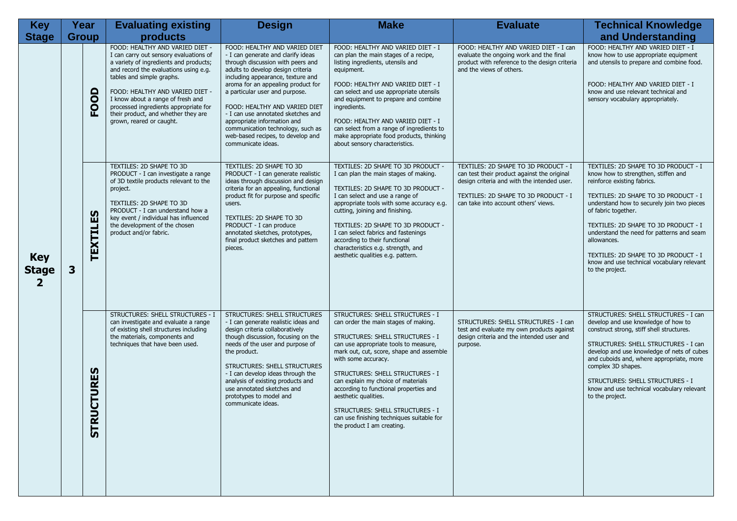| Key Stage | Year Group | | Evaluating existing products | Design | Make | Evaluate | Technical Knowledge and Understanding |
|---|---|---|---|---|---|---|---|
| Key Stage 2 | 3 | FOOD | FOOD: HEALTHY AND VARIED DIET - I can carry out sensory evaluations of a variety of ingredients and products; and record the evaluations using e.g. tables and simple graphs.<br><br>FOOD: HEALTHY AND VARIED DIET - I know about a range of fresh and processed ingredients appropriate for their product, and whether they are grown, reared or caught. | FOOD: HEALTHY AND VARIED DIET - I can generate and clarify ideas through discussion with peers and adults to develop design criteria including appearance, texture and aroma for an appealing product for a particular user and purpose.<br><br>FOOD: HEALTHY AND VARIED DIET - I can use annotated sketches and appropriate information and communication technology, such as web-based recipes, to develop and communicate ideas. | FOOD: HEALTHY AND VARIED DIET - I can plan the main stages of a recipe, listing ingredients, utensils and equipment.<br><br>FOOD: HEALTHY AND VARIED DIET - I can select and use appropriate utensils and equipment to prepare and combine ingredients.<br><br>FOOD: HEALTHY AND VARIED DIET - I can select from a range of ingredients to make appropriate food products, thinking about sensory characteristics. | FOOD: HEALTHY AND VARIED DIET - I can evaluate the ongoing work and the final product with reference to the design criteria and the views of others. | FOOD: HEALTHY AND VARIED DIET - I know how to use appropriate equipment and utensils to prepare and combine food.<br><br>FOOD: HEALTHY AND VARIED DIET - I know and use relevant technical and sensory vocabulary appropriately. |
| | | TEXTILES | TEXTILES: 2D SHAPE TO 3D PRODUCT - I can investigate a range of 3D textile products relevant to the project.<br><br>TEXTILES: 2D SHAPE TO 3D PRODUCT - I can understand how a key event / individual has influenced the development of the chosen product and/or fabric. | TEXTILES: 2D SHAPE TO 3D PRODUCT - I can generate realistic ideas through discussion and design criteria for an appealing, functional product fit for purpose and specific users.<br><br>TEXTILES: 2D SHAPE TO 3D PRODUCT - I can produce annotated sketches, prototypes, final product sketches and pattern pieces. | TEXTILES: 2D SHAPE TO 3D PRODUCT - I can plan the main stages of making.<br><br>TEXTILES: 2D SHAPE TO 3D PRODUCT - I can select and use a range of appropriate tools with some accuracy e.g. cutting, joining and finishing.<br><br>TEXTILES: 2D SHAPE TO 3D PRODUCT - I can select fabrics and fastenings according to their functional characteristics e.g. strength, and aesthetic qualities e.g. pattern. | TEXTILES: 2D SHAPE TO 3D PRODUCT - I can test their product against the original design criteria and with the intended user.<br><br>TEXTILES: 2D SHAPE TO 3D PRODUCT - I can take into account others' views. | TEXTILES: 2D SHAPE TO 3D PRODUCT - I know how to strengthen, stiffen and reinforce existing fabrics.<br><br>TEXTILES: 2D SHAPE TO 3D PRODUCT - I understand how to securely join two pieces of fabric together.<br><br>TEXTILES: 2D SHAPE TO 3D PRODUCT - I understand the need for patterns and seam allowances.<br><br>TEXTILES: 2D SHAPE TO 3D PRODUCT - I know and use technical vocabulary relevant to the project. |
| | | STRUCTURES | STRUCTURES: SHELL STRUCTURES - I can investigate and evaluate a range of existing shell structures including the materials, components and techniques that have been used. | STRUCTURES: SHELL STRUCTURES - I can generate realistic ideas and design criteria collaboratively though discussion, focusing on the needs of the user and purpose of the product.<br><br>STRUCTURES: SHELL STRUCTURES - I can develop ideas through the analysis of existing products and use annotated sketches and prototypes to model and communicate ideas. | STRUCTURES: SHELL STRUCTURES - I can order the main stages of making.<br><br>STRUCTURES: SHELL STRUCTURES - I can use appropriate tools to measure, mark out, cut, score, shape and assemble with some accuracy.<br><br>STRUCTURES: SHELL STRUCTURES - I can explain my choice of materials according to functional properties and aesthetic qualities.<br><br>STRUCTURES: SHELL STRUCTURES - I can use finishing techniques suitable for the product I am creating. | STRUCTURES: SHELL STRUCTURES - I can test and evaluate my own products against design criteria and the intended user and purpose. | STRUCTURES: SHELL STRUCTURES - I can develop and use knowledge of how to construct strong, stiff shell structures.<br><br>STRUCTURES: SHELL STRUCTURES - I can develop and use knowledge of nets of cubes and cuboids and, where appropriate, more complex 3D shapes.<br><br>STRUCTURES: SHELL STRUCTURES - I know and use technical vocabulary relevant to the project. |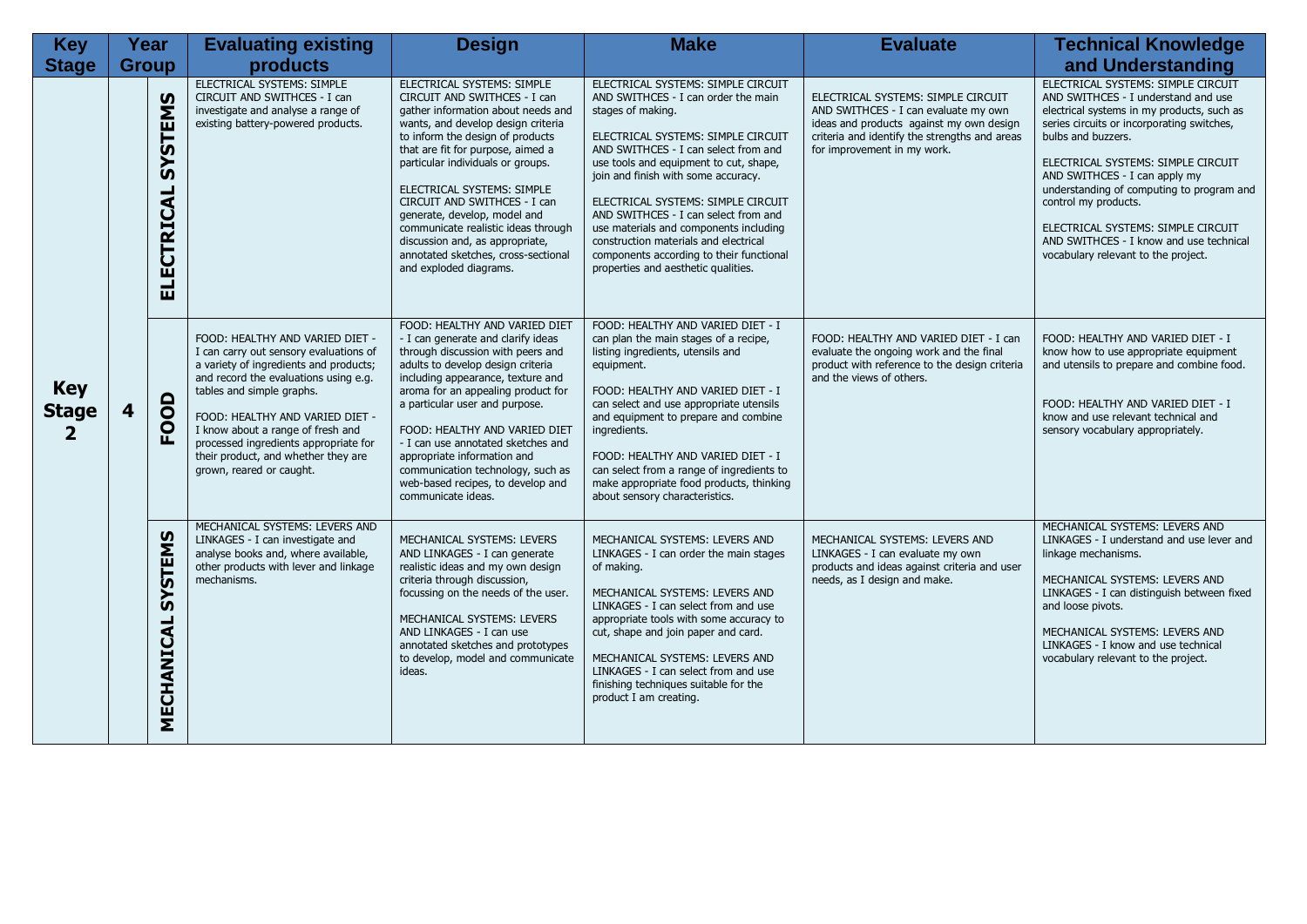| Key Stage | Year Group | | Evaluating existing products | Design | Make | Evaluate | Technical Knowledge and Understanding |
|---|---|---|---|---|---|---|---|
| Key Stage 2 | 4 | ELECTRICAL SYSTEMS | ELECTRICAL SYSTEMS: SIMPLE CIRCUIT AND SWITHCES - I can investigate and analyse a range of existing battery-powered products. | ELECTRICAL SYSTEMS: SIMPLE CIRCUIT AND SWITHCES - I can gather information about needs and wants, and develop design criteria to inform the design of products that are fit for purpose, aimed a particular individuals or groups.<br><br>ELECTRICAL SYSTEMS: SIMPLE CIRCUIT AND SWITHCES - I can generate, develop, model and communicate realistic ideas through discussion and, as appropriate, annotated sketches, cross-sectional and exploded diagrams. | ELECTRICAL SYSTEMS: SIMPLE CIRCUIT AND SWITHCES - I can order the main stages of making.<br><br>ELECTRICAL SYSTEMS: SIMPLE CIRCUIT AND SWITHCES - I can select from and use tools and equipment to cut, shape, join and finish with some accuracy.<br><br>ELECTRICAL SYSTEMS: SIMPLE CIRCUIT AND SWITHCES - I can select from and use materials and components including construction materials and electrical components according to their functional properties and aesthetic qualities. | ELECTRICAL SYSTEMS: SIMPLE CIRCUIT AND SWITHCES - I can evaluate my own ideas and products against my own design criteria and identify the strengths and areas for improvement in my work. | ELECTRICAL SYSTEMS: SIMPLE CIRCUIT AND SWITHCES - I understand and use electrical systems in my products, such as series circuits or incorporating switches, bulbs and buzzers.<br><br>ELECTRICAL SYSTEMS: SIMPLE CIRCUIT AND SWITHCES - I can apply my understanding of computing to program and control my products.<br><br>ELECTRICAL SYSTEMS: SIMPLE CIRCUIT AND SWITHCES - I know and use technical vocabulary relevant to the project. |
| | | FOOD | FOOD: HEALTHY AND VARIED DIET - I can carry out sensory evaluations of a variety of ingredients and products; and record the evaluations using e.g. tables and simple graphs.<br><br>FOOD: HEALTHY AND VARIED DIET - I know about a range of fresh and processed ingredients appropriate for their product, and whether they are grown, reared or caught. | FOOD: HEALTHY AND VARIED DIET - I can generate and clarify ideas through discussion with peers and adults to develop design criteria including appearance, texture and aroma for an appealing product for a particular user and purpose.<br><br>FOOD: HEALTHY AND VARIED DIET - I can use annotated sketches and appropriate information and communication technology, such as web-based recipes, to develop and communicate ideas. | FOOD: HEALTHY AND VARIED DIET - I can plan the main stages of a recipe, listing ingredients, utensils and equipment.<br><br>FOOD: HEALTHY AND VARIED DIET - I can select and use appropriate utensils and equipment to prepare and combine ingredients.<br><br>FOOD: HEALTHY AND VARIED DIET - I can select from a range of ingredients to make appropriate food products, thinking about sensory characteristics. | FOOD: HEALTHY AND VARIED DIET - I can evaluate the ongoing work and the final product with reference to the design criteria and the views of others. | FOOD: HEALTHY AND VARIED DIET - I know how to use appropriate equipment and utensils to prepare and combine food.<br><br>FOOD: HEALTHY AND VARIED DIET - I know and use relevant technical and sensory vocabulary appropriately. |
| | | MECHANICAL SYSTEMS | MECHANICAL SYSTEMS: LEVERS AND LINKAGES - I can investigate and analyse books and, where available, other products with lever and linkage mechanisms. | MECHANICAL SYSTEMS: LEVERS AND LINKAGES - I can generate realistic ideas and my own design criteria through discussion, focussing on the needs of the user.<br><br>MECHANICAL SYSTEMS: LEVERS AND LINKAGES - I can use annotated sketches and prototypes to develop, model and communicate ideas. | MECHANICAL SYSTEMS: LEVERS AND LINKAGES - I can order the main stages of making.<br><br>MECHANICAL SYSTEMS: LEVERS AND LINKAGES - I can select from and use appropriate tools with some accuracy to cut, shape and join paper and card.<br><br>MECHANICAL SYSTEMS: LEVERS AND LINKAGES - I can select from and use finishing techniques suitable for the product I am creating. | MECHANICAL SYSTEMS: LEVERS AND LINKAGES - I can evaluate my own products and ideas against criteria and user needs, as I design and make. | MECHANICAL SYSTEMS: LEVERS AND LINKAGES - I understand and use lever and linkage mechanisms.<br><br>MECHANICAL SYSTEMS: LEVERS AND LINKAGES - I can distinguish between fixed and loose pivots.<br><br>MECHANICAL SYSTEMS: LEVERS AND LINKAGES - I know and use technical vocabulary relevant to the project. |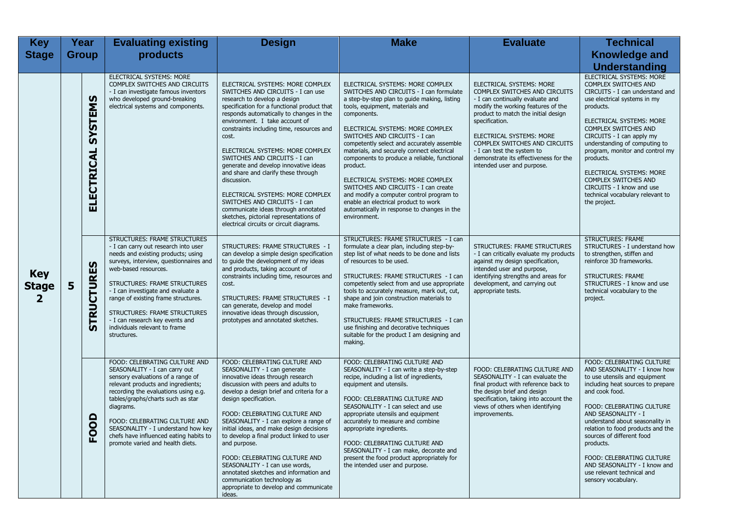| Key Stage | Year Group | | Evaluating existing products | Design | Make | Evaluate | Technical Knowledge and Understanding |
|---|---|---|---|---|---|---|---|
| Key Stage 2 | 5 | ELECTRICAL SYSTEMS | ELECTRICAL SYSTEMS: MORE COMPLEX SWITCHES AND CIRCUITS - I can investigate famous inventors who developed ground-breaking electrical systems and components. | ELECTRICAL SYSTEMS: MORE COMPLEX SWITCHES AND CIRCUITS - I can use research to develop a design specification for a functional product that responds automatically to changes in the environment. I take account of constraints including time, resources and cost.<br><br>ELECTRICAL SYSTEMS: MORE COMPLEX SWITCHES AND CIRCUITS - I can generate and develop innovative ideas and share and clarify these through discussion.<br><br>ELECTRICAL SYSTEMS: MORE COMPLEX SWITCHES AND CIRCUITS - I can communicate ideas through annotated sketches, pictorial representations of electrical circuits or circuit diagrams. | ELECTRICAL SYSTEMS: MORE COMPLEX SWITCHES AND CIRCUITS - I can formulate a step-by-step plan to guide making, listing tools, equipment, materials and components.<br><br>ELECTRICAL SYSTEMS: MORE COMPLEX SWITCHES AND CIRCUITS - I can competently select and accurately assemble materials, and securely connect electrical components to produce a reliable, functional product.<br><br>ELECTRICAL SYSTEMS: MORE COMPLEX SWITCHES AND CIRCUITS - I can create and modify a computer control program to enable an electrical product to work automatically in response to changes in the environment. | ELECTRICAL SYSTEMS: MORE COMPLEX SWITCHES AND CIRCUITS - I can continually evaluate and modify the working features of the product to match the initial design specification.<br><br>ELECTRICAL SYSTEMS: MORE COMPLEX SWITCHES AND CIRCUITS - I can test the system to demonstrate its effectiveness for the intended user and purpose. | ELECTRICAL SYSTEMS: MORE COMPLEX SWITCHES AND CIRCUITS - I can understand and use electrical systems in my products.<br><br>ELECTRICAL SYSTEMS: MORE COMPLEX SWITCHES AND CIRCUITS - I can apply my understanding of computing to program, monitor and control my products.<br><br>ELECTRICAL SYSTEMS: MORE COMPLEX SWITCHES AND CIRCUITS - I know and use technical vocabulary relevant to the project. |
| | | STRUCTURES | STRUCTURES: FRAME STRUCTURES - I can carry out research into user needs and existing products; using surveys, interview, questionnaires and web-based resources.<br><br>STRUCTURES: FRAME STRUCTURES - I can investigate and evaluate a range of existing frame structures.<br><br>STRUCTURES: FRAME STRUCTURES - I can research key events and individuals relevant to frame structures. | STRUCTURES: FRAME STRUCTURES - I can develop a simple design specification to guide the development of my ideas and products, taking account of constraints including time, resources and cost.<br><br>STRUCTURES: FRAME STRUCTURES - I can generate, develop and model innovative ideas through discussion, prototypes and annotated sketches. | STRUCTURES: FRAME STRUCTURES - I can formulate a clear plan, including step-by-step list of what needs to be done and lists of resources to be used.<br><br>STRUCTURES: FRAME STRUCTURES - I can competently select from and use appropriate tools to accurately measure, mark out, cut, shape and join construction materials to make frameworks.<br><br>STRUCTURES: FRAME STRUCTURES - I can use finishing and decorative techniques suitable for the product I am designing and making. | STRUCTURES: FRAME STRUCTURES - I can critically evaluate my products against my design specification, intended user and purpose, identifying strengths and areas for development, and carrying out appropriate tests. | STRUCTURES: FRAME STRUCTURES - I understand how to strengthen, stiffen and reinforce 3D frameworks.<br><br>STRUCTURES: FRAME STRUCTURES - I know and use technical vocabulary to the project. |
| | | FOOD | FOOD: CELEBRATING CULTURE AND SEASONALITY - I can carry out sensory evaluations of a range of relevant products and ingredients; recording the evaluations using e.g. tables/graphs/charts such as star diagrams.<br><br>FOOD: CELEBRATING CULTURE AND SEASONALITY - I understand how key chefs have influenced eating habits to promote varied and health diets. | FOOD: CELEBRATING CULTURE AND SEASONALITY - I can generate innovative ideas through research discussion with peers and adults to develop a design brief and criteria for a design specification.<br><br>FOOD: CELEBRATING CULTURE AND SEASONALITY - I can explore a range of initial ideas, and make design decisions to develop a final product linked to user and purpose.<br><br>FOOD: CELEBRATING CULTURE AND SEASONALITY - I can use words, annotated sketches and information and communication technology as appropriate to develop and communicate ideas. | FOOD: CELEBRATING CULTURE AND SEASONALITY - I can write a step-by-step recipe, including a list of ingredients, equipment and utensils.<br><br>FOOD: CELEBRATING CULTURE AND SEASONALITY - I can select and use appropriate utensils and equipment accurately to measure and combine appropriate ingredients.<br><br>FOOD: CELEBRATING CULTURE AND SEASONALITY - I can make, decorate and present the food product appropriately for the intended user and purpose. | FOOD: CELEBRATING CULTURE AND SEASONALITY - I can evaluate the final product with reference back to the design brief and design specification, taking into account the views of others when identifying improvements. | FOOD: CELEBRATING CULTURE AND SEASONALITY - I know how to use utensils and equipment including heat sources to prepare and cook food.<br><br>FOOD: CELEBRATING CULTURE AND SEASONALITY - I understand about seasonality in relation to food products and the sources of different food products.<br><br>FOOD: CELEBRATING CULTURE AND SEASONALITY - I know and use relevant technical and sensory vocabulary. |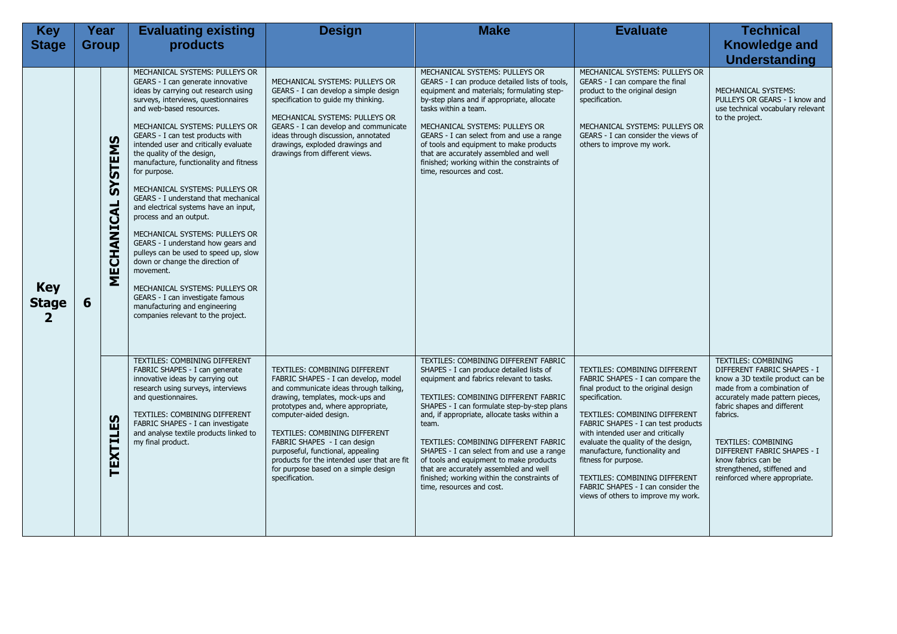| Key Stage | Year Group | | Evaluating existing products | Design | Make | Evaluate | Technical Knowledge and Understanding |
|---|---|---|---|---|---|---|---|
| Key Stage 2 | 6 | MECHANICAL SYSTEMS | MECHANICAL SYSTEMS: PULLEYS OR GEARS - I can generate innovative ideas by carrying out research using surveys, interviews, questionnaires and web-based resources.<br><br>MECHANICAL SYSTEMS: PULLEYS OR GEARS - I can test products with intended user and critically evaluate the quality of the design, manufacture, functionality and fitness for purpose.<br><br>MECHANICAL SYSTEMS: PULLEYS OR GEARS - I understand that mechanical and electrical systems have an input, process and an output.<br><br>MECHANICAL SYSTEMS: PULLEYS OR GEARS - I understand how gears and pulleys can be used to speed up, slow down or change the direction of movement.<br><br>MECHANICAL SYSTEMS: PULLEYS OR GEARS - I can investigate famous manufacturing and engineering companies relevant to the project. | MECHANICAL SYSTEMS: PULLEYS OR GEARS - I can develop a simple design specification to guide my thinking.<br><br>MECHANICAL SYSTEMS: PULLEYS OR GEARS - I can develop and communicate ideas through discussion, annotated drawings, exploded drawings and drawings from different views. | MECHANICAL SYSTEMS: PULLEYS OR GEARS - I can produce detailed lists of tools, equipment and materials; formulating step-by-step plans and if appropriate, allocate tasks within a team.<br><br>MECHANICAL SYSTEMS: PULLEYS OR GEARS - I can select from and use a range of tools and equipment to make products that are accurately assembled and well finished; working within the constraints of time, resources and cost. | MECHANICAL SYSTEMS: PULLEYS OR GEARS - I can compare the final product to the original design specification.<br><br>MECHANICAL SYSTEMS: PULLEYS OR GEARS - I can consider the views of others to improve my work. | MECHANICAL SYSTEMS: PULLEYS OR GEARS - I know and use technical vocabulary relevant to the project. |
| | | TEXTILES | TEXTILES: COMBINING DIFFERENT FABRIC SHAPES - I can generate innovative ideas by carrying out research using surveys, interviews and questionnaires.<br><br>TEXTILES: COMBINING DIFFERENT FABRIC SHAPES - I can investigate and analyse textile products linked to my final product. | TEXTILES: COMBINING DIFFERENT FABRIC SHAPES - I can develop, model and communicate ideas through talking, drawing, templates, mock-ups and prototypes and, where appropriate, computer-aided design.<br><br>TEXTILES: COMBINING DIFFERENT FABRIC SHAPES - I can design purposeful, functional, appealing products for the intended user that are fit for purpose based on a simple design specification. | TEXTILES: COMBINING DIFFERENT FABRIC SHAPES - I can produce detailed lists of equipment and fabrics relevant to tasks.<br><br>TEXTILES: COMBINING DIFFERENT FABRIC SHAPES - I can formulate step-by-step plans and, if appropriate, allocate tasks within a team.<br><br>TEXTILES: COMBINING DIFFERENT FABRIC SHAPES - I can select from and use a range of tools and equipment to make products that are accurately assembled and well finished; working within the constraints of time, resources and cost. | TEXTILES: COMBINING DIFFERENT FABRIC SHAPES - I can compare the final product to the original design specification.<br><br>TEXTILES: COMBINING DIFFERENT FABRIC SHAPES - I can test products with intended user and critically evaluate the quality of the design, manufacture, functionality and fitness for purpose.<br><br>TEXTILES: COMBINING DIFFERENT FABRIC SHAPES - I can consider the views of others to improve my work. | TEXTILES: COMBINING DIFFERENT FABRIC SHAPES - I know a 3D textile product can be made from a combination of accurately made pattern pieces, fabric shapes and different fabrics.<br><br>TEXTILES: COMBINING DIFFERENT FABRIC SHAPES - I know fabrics can be strengthened, stiffened and reinforced where appropriate. |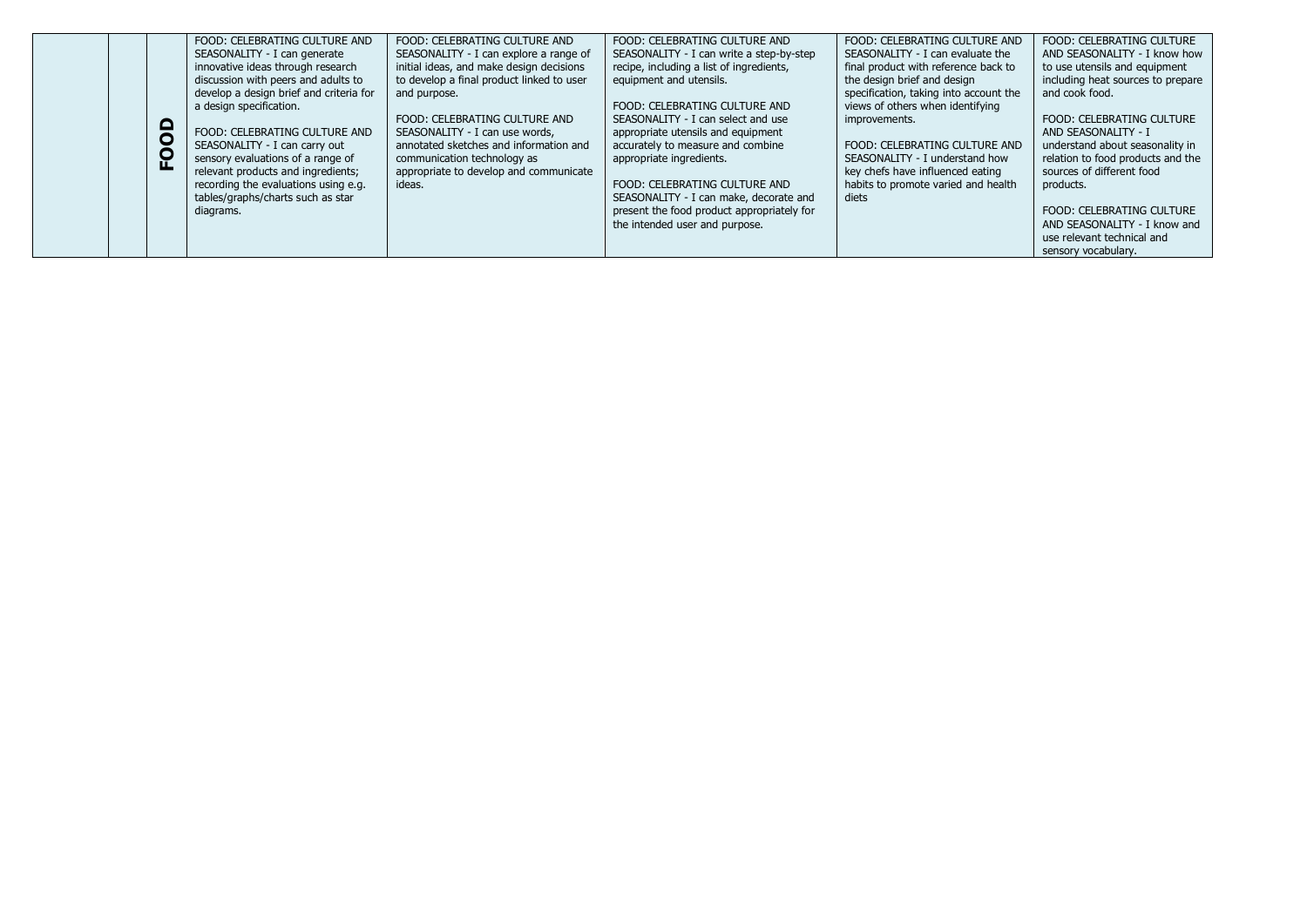| | | | | | | | |
|---|---|---|---|---|---|---|---|
| | | **FOOD** | FOOD: CELEBRATING CULTURE AND SEASONALITY - I can generate innovative ideas through research discussion with peers and adults to develop a design brief and criteria for a design specification.<br><br>FOOD: CELEBRATING CULTURE AND SEASONALITY - I can carry out sensory evaluations of a range of relevant products and ingredients; recording the evaluations using e.g. tables/graphs/charts such as star diagrams. | FOOD: CELEBRATING CULTURE AND SEASONALITY - I can explore a range of initial ideas, and make design decisions to develop a final product linked to user and purpose.<br><br>FOOD: CELEBRATING CULTURE AND SEASONALITY - I can use words, annotated sketches and information and communication technology as appropriate to develop and communicate ideas. | FOOD: CELEBRATING CULTURE AND SEASONALITY - I can write a step-by-step recipe, including a list of ingredients, equipment and utensils.<br><br>FOOD: CELEBRATING CULTURE AND SEASONALITY - I can select and use appropriate utensils and equipment accurately to measure and combine appropriate ingredients.<br><br>FOOD: CELEBRATING CULTURE AND SEASONALITY - I can make, decorate and present the food product appropriately for the intended user and purpose. | FOOD: CELEBRATING CULTURE AND SEASONALITY - I can evaluate the final product with reference back to the design brief and design specification, taking into account the views of others when identifying improvements.<br><br>FOOD: CELEBRATING CULTURE AND SEASONALITY - I understand how key chefs have influenced eating habits to promote varied and health diets | FOOD: CELEBRATING CULTURE AND SEASONALITY - I know how to use utensils and equipment including heat sources to prepare and cook food.<br><br>FOOD: CELEBRATING CULTURE AND SEASONALITY - I understand about seasonality in relation to food products and the sources of different food products.<br><br>FOOD: CELEBRATING CULTURE AND SEASONALITY - I know and use relevant technical and sensory vocabulary. |